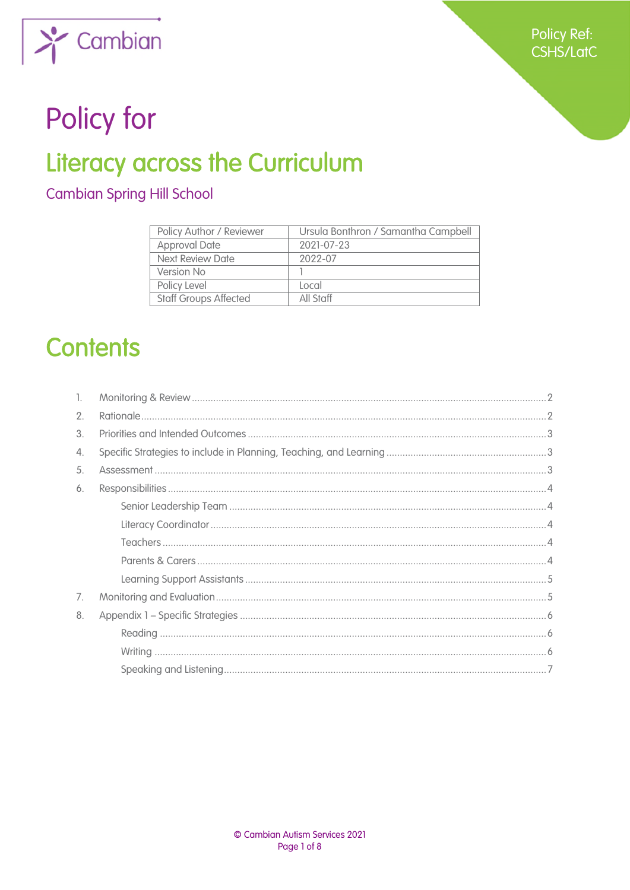Policy Ref: CSHS/LatC

# Policy for

# Literacy across the Curriculum

## Cambian Spring Hill School

| Policy Author / Reviewer | Ursula Bonthron / Samantha Campbell |
|---|---|
| Approval Date | 2021-07-23 |
| Next Review Date | 2022-07 |
| Version No | 1 |
| Policy Level | Local |
| Staff Groups Affected | All Staff |

# Contents

1. Monitoring & Review ........ 2
2. Rationale ........ 2
3. Priorities and Intended Outcomes ........ 3
4. Specific Strategies to include in Planning, Teaching, and Learning ........ 3
5. Assessment ........ 3
6. Responsibilities ........ 4
   - Senior Leadership Team ........ 4
   - Literacy Coordinator ........ 4
   - Teachers ........ 4
   - Parents & Carers ........ 4
   - Learning Support Assistants ........ 5
7. Monitoring and Evaluation ........ 5
8. Appendix 1 – Specific Strategies ........ 6
   - Reading ........ 6
   - Writing ........ 6
   - Speaking and Listening ........ 7

© Cambian Autism Services 2021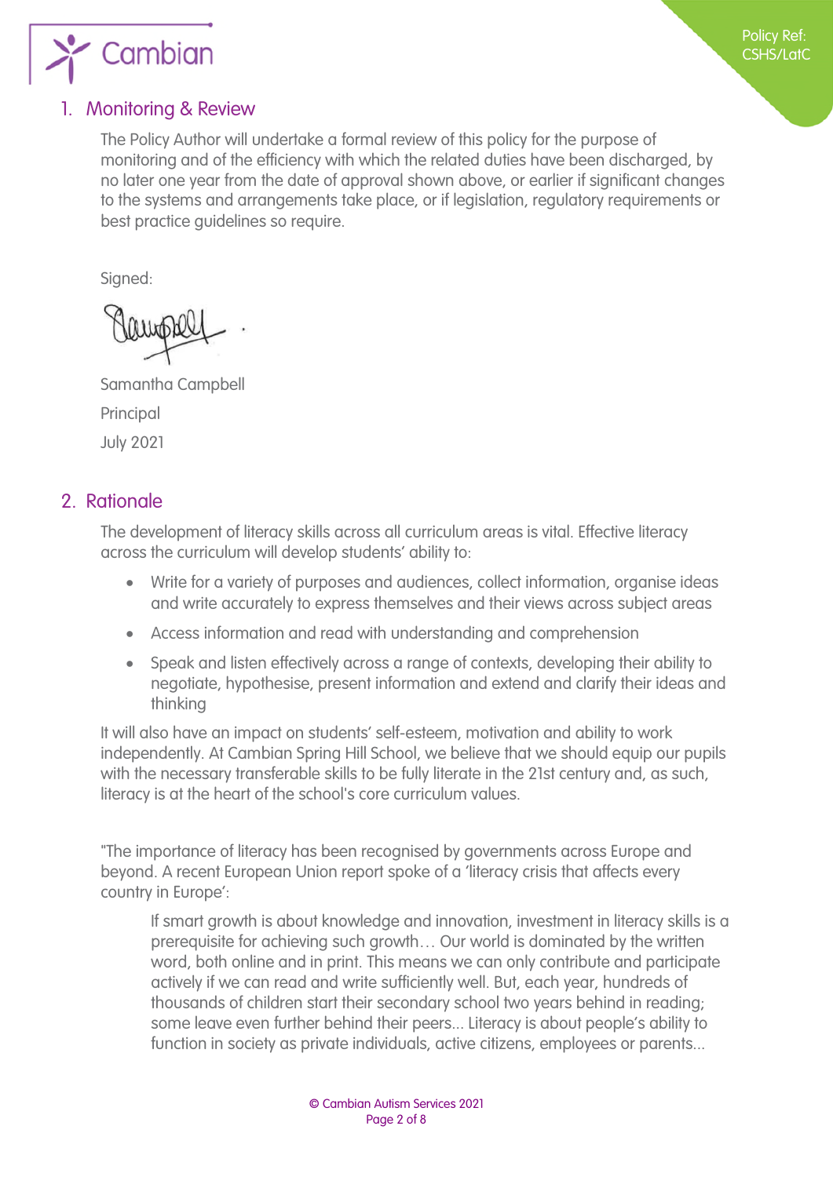## 1. Monitoring & Review

The Policy Author will undertake a formal review of this policy for the purpose of monitoring and of the efficiency with which the related duties have been discharged, by no later one year from the date of approval shown above, or earlier if significant changes to the systems and arrangements take place, or if legislation, regulatory requirements or best practice guidelines so require.

Signed:

Samantha Campbell

Principal

July 2021

## 2. Rationale

The development of literacy skills across all curriculum areas is vital. Effective literacy across the curriculum will develop students' ability to:

- Write for a variety of purposes and audiences, collect information, organise ideas and write accurately to express themselves and their views across subject areas
- Access information and read with understanding and comprehension
- Speak and listen effectively across a range of contexts, developing their ability to negotiate, hypothesise, present information and extend and clarify their ideas and thinking

It will also have an impact on students' self-esteem, motivation and ability to work independently. At Cambian Spring Hill School, we believe that we should equip our pupils with the necessary transferable skills to be fully literate in the 21st century and, as such, literacy is at the heart of the school's core curriculum values.

"The importance of literacy has been recognised by governments across Europe and beyond. A recent European Union report spoke of a 'literacy crisis that affects every country in Europe':

> If smart growth is about knowledge and innovation, investment in literacy skills is a prerequisite for achieving such growth… Our world is dominated by the written word, both online and in print. This means we can only contribute and participate actively if we can read and write sufficiently well. But, each year, hundreds of thousands of children start their secondary school two years behind in reading; some leave even further behind their peers... Literacy is about people's ability to function in society as private individuals, active citizens, employees or parents...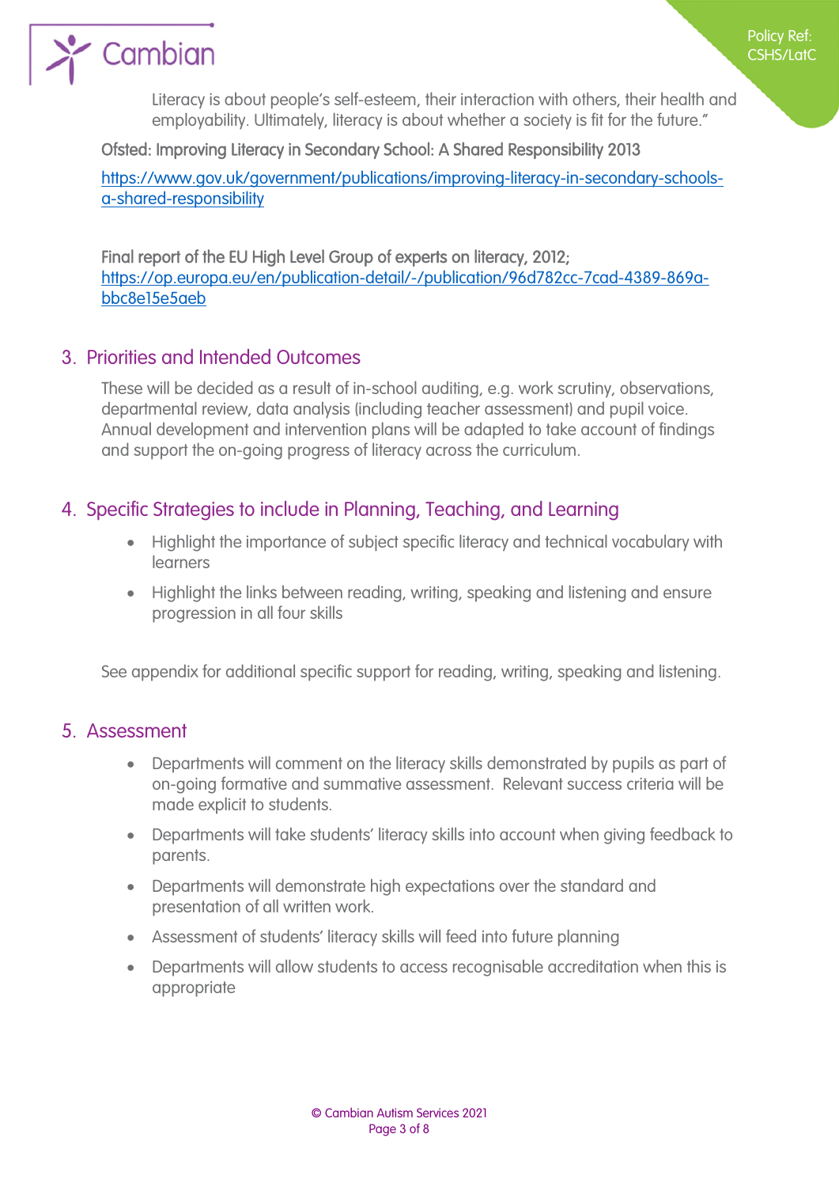Literacy is about people's self-esteem, their interaction with others, their health and employability. Ultimately, literacy is about whether a society is fit for the future."

Ofsted: Improving Literacy in Secondary School: A Shared Responsibility 2013

https://www.gov.uk/government/publications/improving-literacy-in-secondary-schools-a-shared-responsibility

Final report of the EU High Level Group of experts on literacy, 2012; https://op.europa.eu/en/publication-detail/-/publication/96d782cc-7cad-4389-869a-bbc8e15e5aeb

## 3. Priorities and Intended Outcomes

These will be decided as a result of in-school auditing, e.g. work scrutiny, observations, departmental review, data analysis (including teacher assessment) and pupil voice. Annual development and intervention plans will be adapted to take account of findings and support the on-going progress of literacy across the curriculum.

## 4. Specific Strategies to include in Planning, Teaching, and Learning

- Highlight the importance of subject specific literacy and technical vocabulary with learners
- Highlight the links between reading, writing, speaking and listening and ensure progression in all four skills

See appendix for additional specific support for reading, writing, speaking and listening.

## 5. Assessment

- Departments will comment on the literacy skills demonstrated by pupils as part of on-going formative and summative assessment. Relevant success criteria will be made explicit to students.
- Departments will take students' literacy skills into account when giving feedback to parents.
- Departments will demonstrate high expectations over the standard and presentation of all written work.
- Assessment of students' literacy skills will feed into future planning
- Departments will allow students to access recognisable accreditation when this is appropriate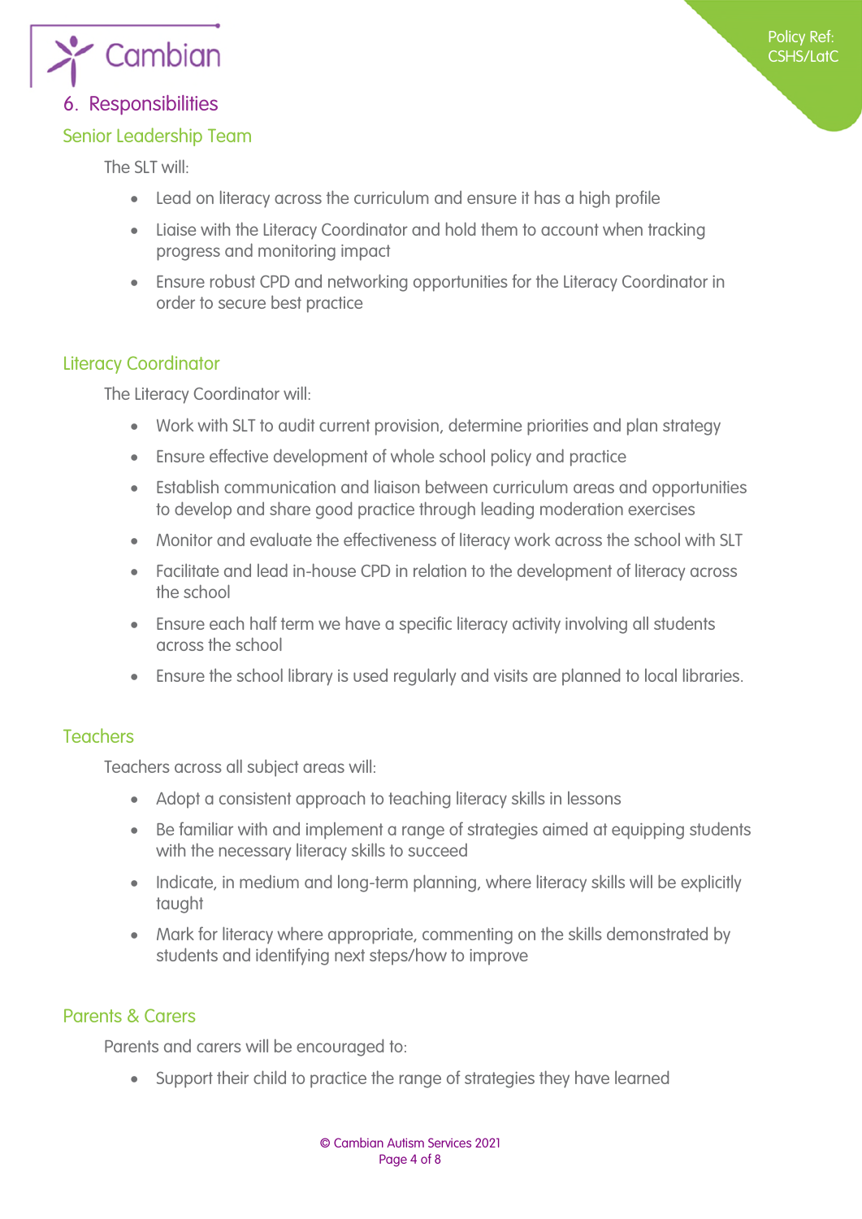## 6. Responsibilities

### Senior Leadership Team

The SLT will:

- Lead on literacy across the curriculum and ensure it has a high profile
- Liaise with the Literacy Coordinator and hold them to account when tracking progress and monitoring impact
- Ensure robust CPD and networking opportunities for the Literacy Coordinator in order to secure best practice

### Literacy Coordinator

The Literacy Coordinator will:

- Work with SLT to audit current provision, determine priorities and plan strategy
- Ensure effective development of whole school policy and practice
- Establish communication and liaison between curriculum areas and opportunities to develop and share good practice through leading moderation exercises
- Monitor and evaluate the effectiveness of literacy work across the school with SLT
- Facilitate and lead in-house CPD in relation to the development of literacy across the school
- Ensure each half term we have a specific literacy activity involving all students across the school
- Ensure the school library is used regularly and visits are planned to local libraries.

### Teachers

Teachers across all subject areas will:

- Adopt a consistent approach to teaching literacy skills in lessons
- Be familiar with and implement a range of strategies aimed at equipping students with the necessary literacy skills to succeed
- Indicate, in medium and long-term planning, where literacy skills will be explicitly taught
- Mark for literacy where appropriate, commenting on the skills demonstrated by students and identifying next steps/how to improve

### Parents & Carers

Parents and carers will be encouraged to:

- Support their child to practice the range of strategies they have learned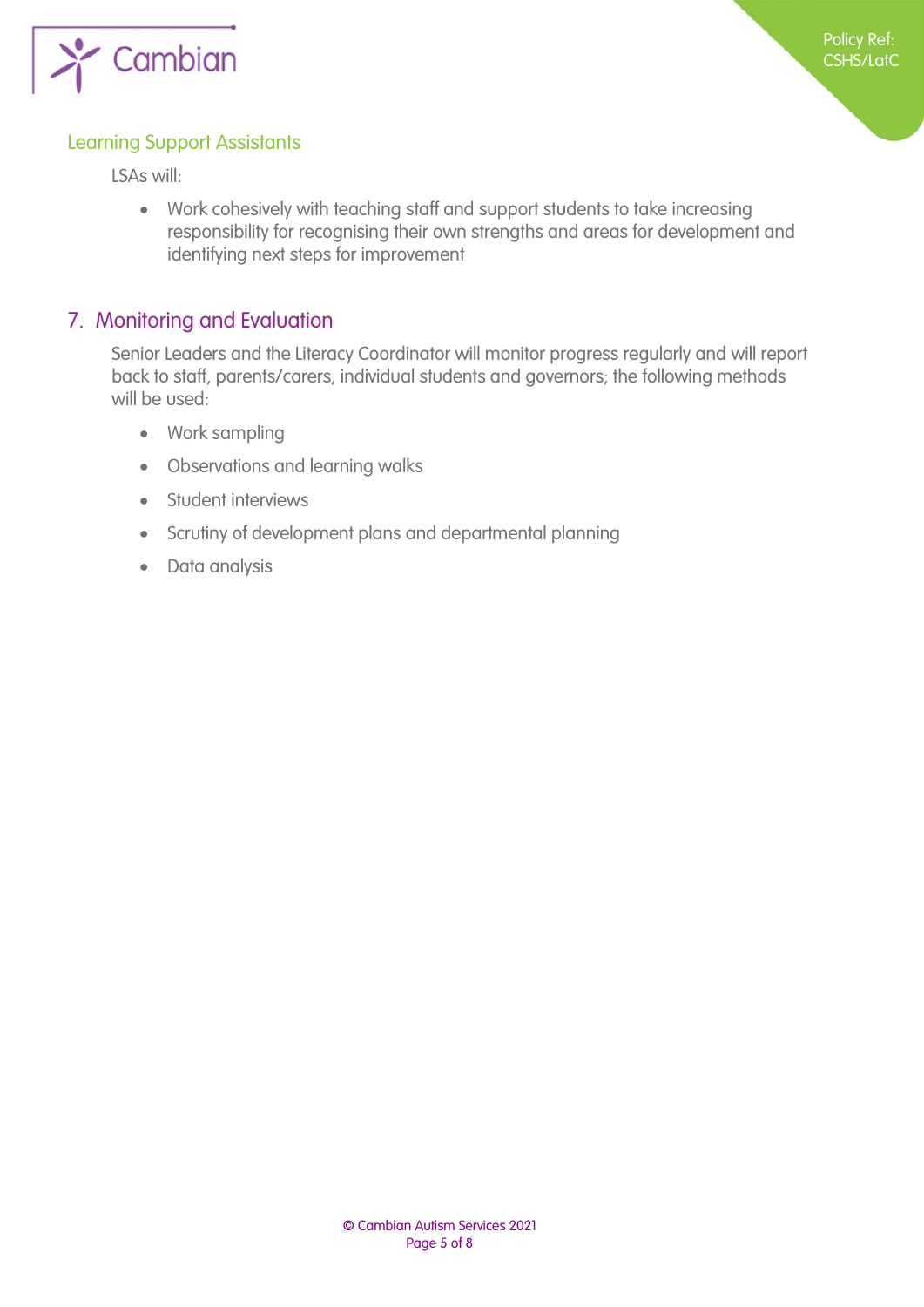### Learning Support Assistants

LSAs will:

- Work cohesively with teaching staff and support students to take increasing responsibility for recognising their own strengths and areas for development and identifying next steps for improvement

## 7. Monitoring and Evaluation

Senior Leaders and the Literacy Coordinator will monitor progress regularly and will report back to staff, parents/carers, individual students and governors; the following methods will be used:

- Work sampling
- Observations and learning walks
- Student interviews
- Scrutiny of development plans and departmental planning
- Data analysis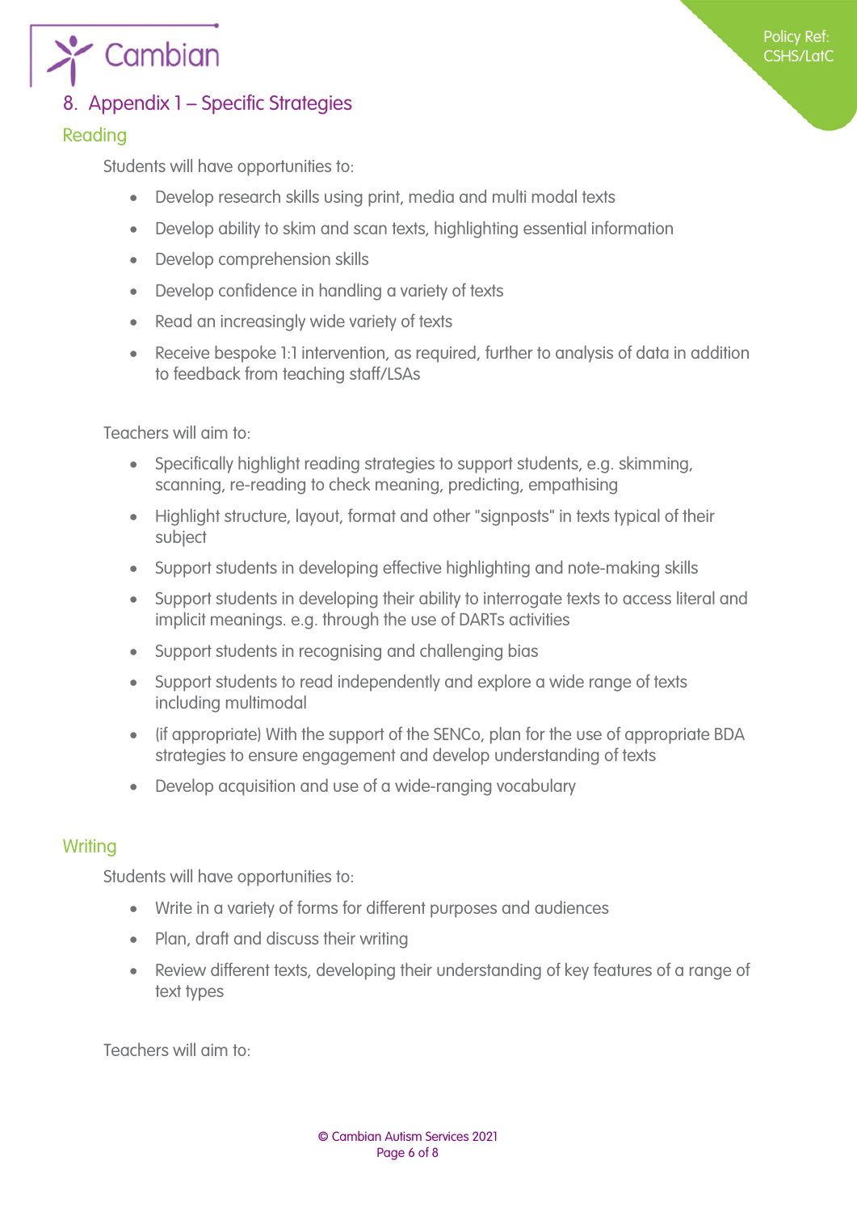## 8. Appendix 1 – Specific Strategies

### Reading

Students will have opportunities to:

- Develop research skills using print, media and multi modal texts
- Develop ability to skim and scan texts, highlighting essential information
- Develop comprehension skills
- Develop confidence in handling a variety of texts
- Read an increasingly wide variety of texts
- Receive bespoke 1:1 intervention, as required, further to analysis of data in addition to feedback from teaching staff/LSAs

Teachers will aim to:

- Specifically highlight reading strategies to support students, e.g. skimming, scanning, re-reading to check meaning, predicting, empathising
- Highlight structure, layout, format and other "signposts" in texts typical of their subject
- Support students in developing effective highlighting and note-making skills
- Support students in developing their ability to interrogate texts to access literal and implicit meanings. e.g. through the use of DARTs activities
- Support students in recognising and challenging bias
- Support students to read independently and explore a wide range of texts including multimodal
- (if appropriate) With the support of the SENCo, plan for the use of appropriate BDA strategies to ensure engagement and develop understanding of texts
- Develop acquisition and use of a wide-ranging vocabulary

### Writing

Students will have opportunities to:

- Write in a variety of forms for different purposes and audiences
- Plan, draft and discuss their writing
- Review different texts, developing their understanding of key features of a range of text types

Teachers will aim to: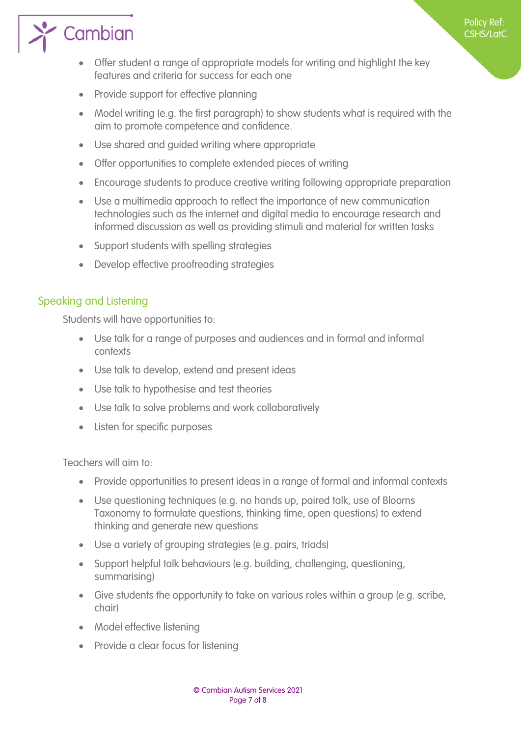- Offer student a range of appropriate models for writing and highlight the key features and criteria for success for each one
- Provide support for effective planning
- Model writing (e.g. the first paragraph) to show students what is required with the aim to promote competence and confidence.
- Use shared and guided writing where appropriate
- Offer opportunities to complete extended pieces of writing
- Encourage students to produce creative writing following appropriate preparation
- Use a multimedia approach to reflect the importance of new communication technologies such as the internet and digital media to encourage research and informed discussion as well as providing stimuli and material for written tasks
- Support students with spelling strategies
- Develop effective proofreading strategies

## Speaking and Listening

Students will have opportunities to:

- Use talk for a range of purposes and audiences and in formal and informal contexts
- Use talk to develop, extend and present ideas
- Use talk to hypothesise and test theories
- Use talk to solve problems and work collaboratively
- Listen for specific purposes

Teachers will aim to:

- Provide opportunities to present ideas in a range of formal and informal contexts
- Use questioning techniques (e.g. no hands up, paired talk, use of Blooms Taxonomy to formulate questions, thinking time, open questions) to extend thinking and generate new questions
- Use a variety of grouping strategies (e.g. pairs, triads)
- Support helpful talk behaviours (e.g. building, challenging, questioning, summarising)
- Give students the opportunity to take on various roles within a group (e.g. scribe, chair)
- Model effective listening
- Provide a clear focus for listening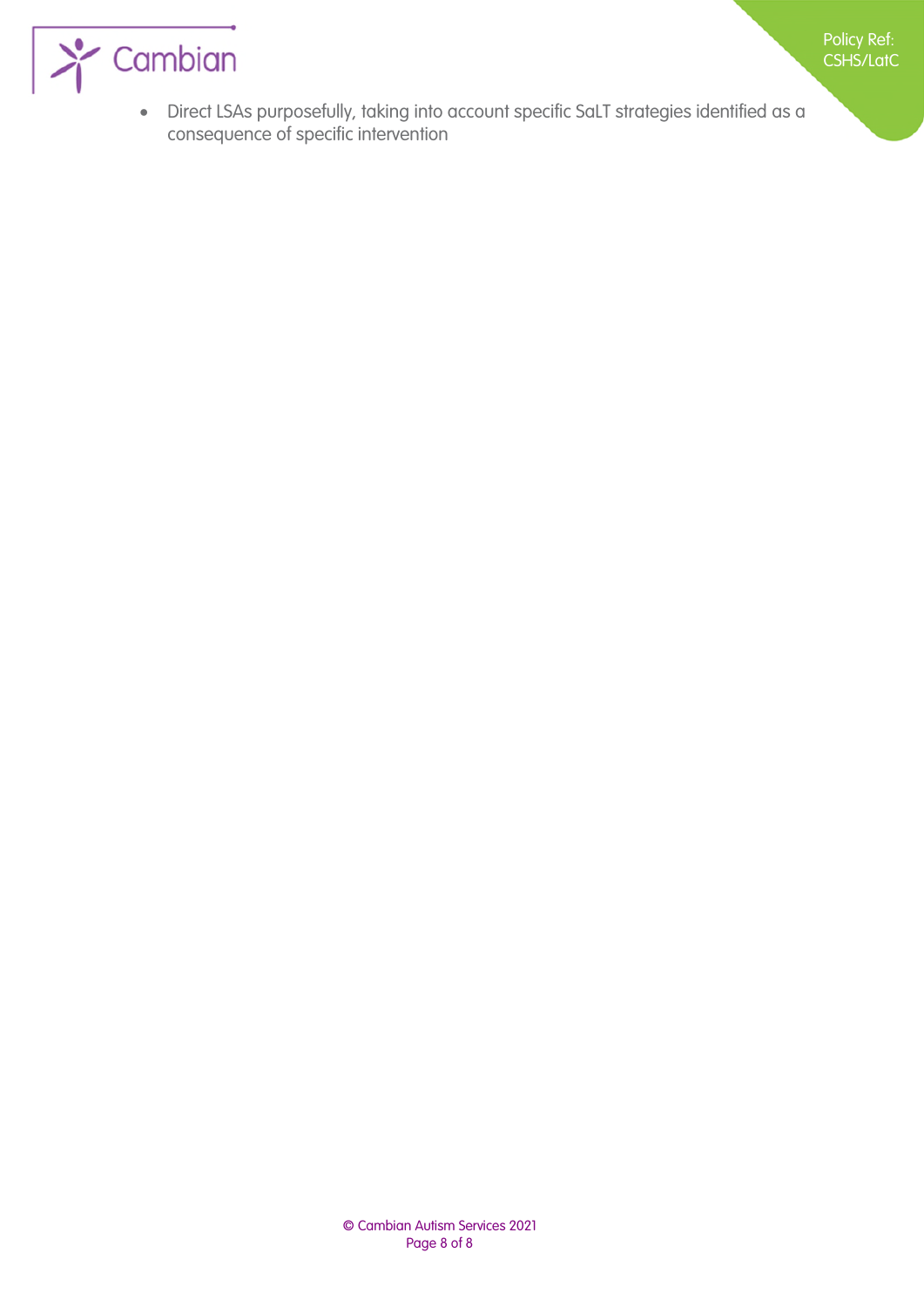- Direct LSAs purposefully, taking into account specific SaLT strategies identified as a consequence of specific intervention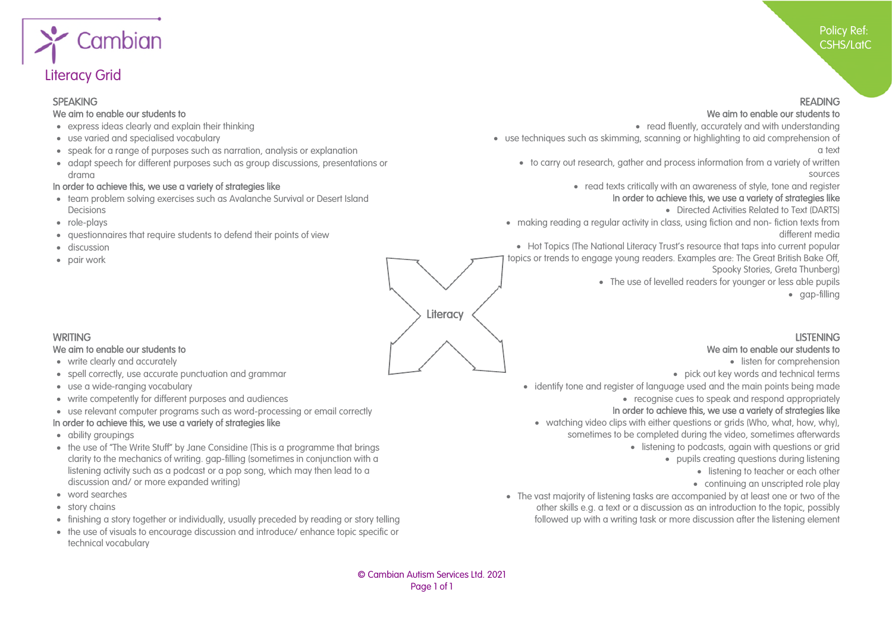Cambian

# Literacy Grid

Policy Ref: CSHS/LatC

## SPEAKING

We aim to enable our students to

- express ideas clearly and explain their thinking
- use varied and specialised vocabulary
- speak for a range of purposes such as narration, analysis or explanation
- adapt speech for different purposes such as group discussions, presentations or drama

In order to achieve this, we use a variety of strategies like

- team problem solving exercises such as Avalanche Survival or Desert Island Decisions
- role-plays
- questionnaires that require students to defend their points of view
- discussion
- pair work

## READING

We aim to enable our students to

- read fluently, accurately and with understanding
- use techniques such as skimming, scanning or highlighting to aid comprehension of a text
- to carry out research, gather and process information from a variety of written sources
- read texts critically with an awareness of style, tone and register

In order to achieve this, we use a variety of strategies like

- Directed Activities Related to Text (DARTS)
- making reading a regular activity in class, using fiction and non- fiction texts from different media
- Hot Topics (The National Literacy Trust's resource that taps into current popular topics or trends to engage young readers. Examples are: The Great British Bake Off, Spooky Stories, Greta Thunberg)
- The use of levelled readers for younger or less able pupils
- gap-filling

Literacy

## WRITING

We aim to enable our students to

- write clearly and accurately
- spell correctly, use accurate punctuation and grammar
- use a wide-ranging vocabulary
- write competently for different purposes and audiences
- use relevant computer programs such as word-processing or email correctly

In order to achieve this, we use a variety of strategies like

- ability groupings
- the use of "The Write Stuff" by Jane Considine (This is a programme that brings clarity to the mechanics of writing. gap-filling (sometimes in conjunction with a listening activity such as a podcast or a pop song, which may then lead to a discussion and/ or more expanded writing)
- word searches
- story chains
- finishing a story together or individually, usually preceded by reading or story telling
- the use of visuals to encourage discussion and introduce/ enhance topic specific or technical vocabulary

## LISTENING

We aim to enable our students to

- listen for comprehension
- pick out key words and technical terms
- identify tone and register of language used and the main points being made
- recognise cues to speak and respond appropriately

In order to achieve this, we use a variety of strategies like

- watching video clips with either questions or grids (Who, what, how, why), sometimes to be completed during the video, sometimes afterwards
- listening to podcasts, again with questions or grid
- pupils creating questions during listening
- listening to teacher or each other
- continuing an unscripted role play
- The vast majority of listening tasks are accompanied by at least one or two of the other skills e.g. a text or a discussion as an introduction to the topic, possibly followed up with a writing task or more discussion after the listening element

© Cambian Autism Services Ltd. 2021